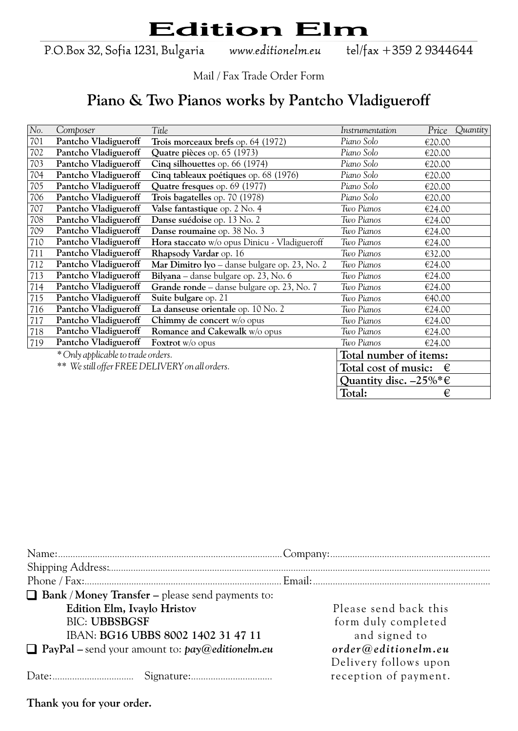# Edition Elm

P.O.Box 32, Sofia 1231, Bulgaria www.editionelm.eu tel/fax +359 2 9344644

Mail / Fax Trade Order Form

## Piano & Two Pianos works by Pantcho Vladigueroff

| *No.* | *Composer* | *Title* | *Instrumentation* | *Price* | *Quantity* |
|---|---|---|---|---|---|
| 701 | **Pantcho Vladigueroff** | **Trois morceaux brefs** op. 64 (1972) | *Piano Solo* | €20.00 | |
| 702 | **Pantcho Vladigueroff** | **Quatre pièces** op. 65 (1973) | *Piano Solo* | €20.00 | |
| 703 | **Pantcho Vladigueroff** | **Cinq silhouettes** op. 66 (1974) | *Piano Solo* | €20.00 | |
| 704 | **Pantcho Vladigueroff** | **Cinq tableaux poétiques** op. 68 (1976) | *Piano Solo* | €20.00 | |
| 705 | **Pantcho Vladigueroff** | **Quatre fresques** op. 69 (1977) | *Piano Solo* | €20.00 | |
| 706 | **Pantcho Vladigueroff** | **Trois bagatelles** op. 70 (1978) | *Piano Solo* | €20.00 | |
| 707 | **Pantcho Vladigueroff** | **Valse fantastique** op. 2 No. 4 | *Two Pianos* | €24.00 | |
| 708 | **Pantcho Vladigueroff** | **Danse suédoise** op. 13 No. 2 | *Two Pianos* | €24.00 | |
| 709 | **Pantcho Vladigueroff** | **Danse roumaine** op. 38 No. 3 | *Two Pianos* | €24.00 | |
| 710 | **Pantcho Vladigueroff** | **Hora staccato** w/o opus Dinicu - Vladigueroff | *Two Pianos* | €24.00 | |
| 711 | **Pantcho Vladigueroff** | **Rhapsody Vardar** op. 16 | *Two Pianos* | €32.00 | |
| 712 | **Pantcho Vladigueroff** | **Mar Dimitro lyo** – danse bulgare op. 23, No. 2 | *Two Pianos* | €24.00 | |
| 713 | **Pantcho Vladigueroff** | **Bilyana** – danse bulgare op. 23, No. 6 | *Two Pianos* | €24.00 | |
| 714 | **Pantcho Vladigueroff** | **Grande ronde** – danse bulgare op. 23, No. 7 | *Two Pianos* | €24.00 | |
| 715 | **Pantcho Vladigueroff** | **Suite bulgare** op. 21 | *Two Pianos* | €40.00 | |
| 716 | **Pantcho Vladigueroff** | **La danseuse orientale** op. 10 No. 2 | *Two Pianos* | €24.00 | |
| 717 | **Pantcho Vladigueroff** | **Chimmy de concert** w/o opus | *Two Pianos* | €24.00 | |
| 718 | **Pantcho Vladigueroff** | **Romance and Cakewalk** w/o opus | *Two Pianos* | €24.00 | |
| 719 | **Pantcho Vladigueroff** | **Foxtrot** w/o opus | *Two Pianos* | €24.00 | |

| | |
|---|---|
| **Total number of items:** | |
| **Total cost of music:** | **€** |
| **Quantity disc. –25%*** | **€** |
| **Total:** | **€** |

*\* Only applicable to trade orders.*

*\*\* We still offer FREE DELIVERY on all orders.*

Name:........................................................................................ Company:...............................................................

Shipping Address:......................................................................................................................................................

Phone / Fax:............................................................................. Email:......................................................................

❑ **Bank / Money Transfer –** please send payments to:
**Edition Elm, Ivaylo Hristov**
BIC: **UBBSBGSF**
IBAN: **BG16 UBBS 8002 1402 31 47 11**

❑ **PayPal –** send your amount to: ***pay@editionelm.eu***

Date:................................ Signature:.................................

Please send back this form duly completed and signed to ***order@editionelm.eu*** Delivery follows upon reception of payment.

**Thank you for your order.**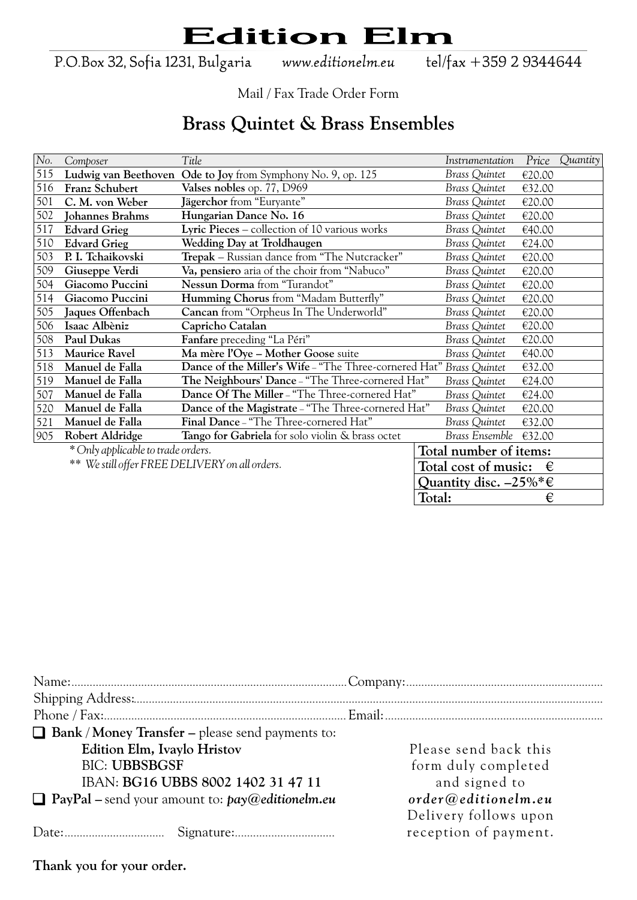# Edition Elm

P.O.Box 32, Sofia 1231, Bulgaria     www.editionelm.eu     tel/fax +359 2 9344644

Mail / Fax Trade Order Form

## Brass Quintet & Brass Ensembles

| *No.* | *Composer* | *Title* | *Instrumentation* | *Price* | *Quantity* |
|---|---|---|---|---|---|
| 515 | **Ludwig van Beethoven** | **Ode to Joy** from Symphony No. 9, op. 125 | *Brass Quintet* | €20.00 | |
| 516 | **Franz Schubert** | **Valses nobles** op. 77, D969 | *Brass Quintet* | €32.00 | |
| 501 | **C. M. von Weber** | **Jägerchor** from "Euryante" | *Brass Quintet* | €20.00 | |
| 502 | **Johannes Brahms** | **Hungarian Dance No. 16** | *Brass Quintet* | €20.00 | |
| 517 | **Edvard Grieg** | **Lyric Pieces** – collection of 10 various works | *Brass Quintet* | €40.00 | |
| 510 | **Edvard Grieg** | **Wedding Day at Troldhaugen** | *Brass Quintet* | €24.00 | |
| 503 | **P. I. Tchaikovski** | **Trepak** – Russian dance from "The Nutcracker" | *Brass Quintet* | €20.00 | |
| 509 | **Giuseppe Verdi** | **Va, pensiero** aria of the choir from "Nabuco" | *Brass Quintet* | €20.00 | |
| 504 | **Giacomo Puccini** | **Nessun Dorma** from "Turandot" | *Brass Quintet* | €20.00 | |
| 514 | **Giacomo Puccini** | **Humming Chorus** from "Madam Butterfly" | *Brass Quintet* | €20.00 | |
| 505 | **Jaques Offenbach** | **Cancan** from "Orpheus In The Underworld" | *Brass Quintet* | €20.00 | |
| 506 | **Isaac Albèniz** | **Capricho Catalan** | *Brass Quintet* | €20.00 | |
| 508 | **Paul Dukas** | **Fanfare** preceding "La Péri" | *Brass Quintet* | €20.00 | |
| 513 | **Maurice Ravel** | **Ma mère l'Oye – Mother Goose** suite | *Brass Quintet* | €40.00 | |
| 518 | **Manuel de Falla** | **Dance of the Miller's Wife** – "The Three-cornered Hat" | *Brass Quintet* | €32.00 | |
| 519 | **Manuel de Falla** | **The Neighbours' Dance** – "The Three-cornered Hat" | *Brass Quintet* | €24.00 | |
| 507 | **Manuel de Falla** | **Dance Of The Miller** – "The Three-cornered Hat" | *Brass Quintet* | €24.00 | |
| 520 | **Manuel de Falla** | **Dance of the Magistrate** – "The Three-cornered Hat" | *Brass Quintet* | €20.00 | |
| 521 | **Manuel de Falla** | **Final Dance** – "The Three-cornered Hat" | *Brass Quintet* | €32.00 | |
| 905 | **Robert Aldridge** | **Tango for Gabriela** for solo violin & brass octet | *Brass Ensemble* | €32.00 | |

| | |
|---|---|
| **Total number of items:** | |
| **Total cost of music:** | **€** |
| **Quantity disc. –25%*** | **€** |
| **Total:** | **€** |

*\* Only applicable to trade orders.*

*\*\* We still offer FREE DELIVERY on all orders.*

Name:........................................ Company:........................................

Shipping Address:........................................

Phone / Fax:........................................ Email:........................................

❑ **Bank / Money Transfer –** please send payments to:
**Edition Elm, Ivaylo Hristov**
BIC: **UBBSBGSF**
IBAN: **BG16 UBBS 8002 1402 31 47 11**

❑ **PayPal –** send your amount to: ***pay@editionelm.eu***

Date:........................ Signature:........................

Please send back this form duly completed and signed to ***order@editionelm.eu*** Delivery follows upon reception of payment.

**Thank you for your order.**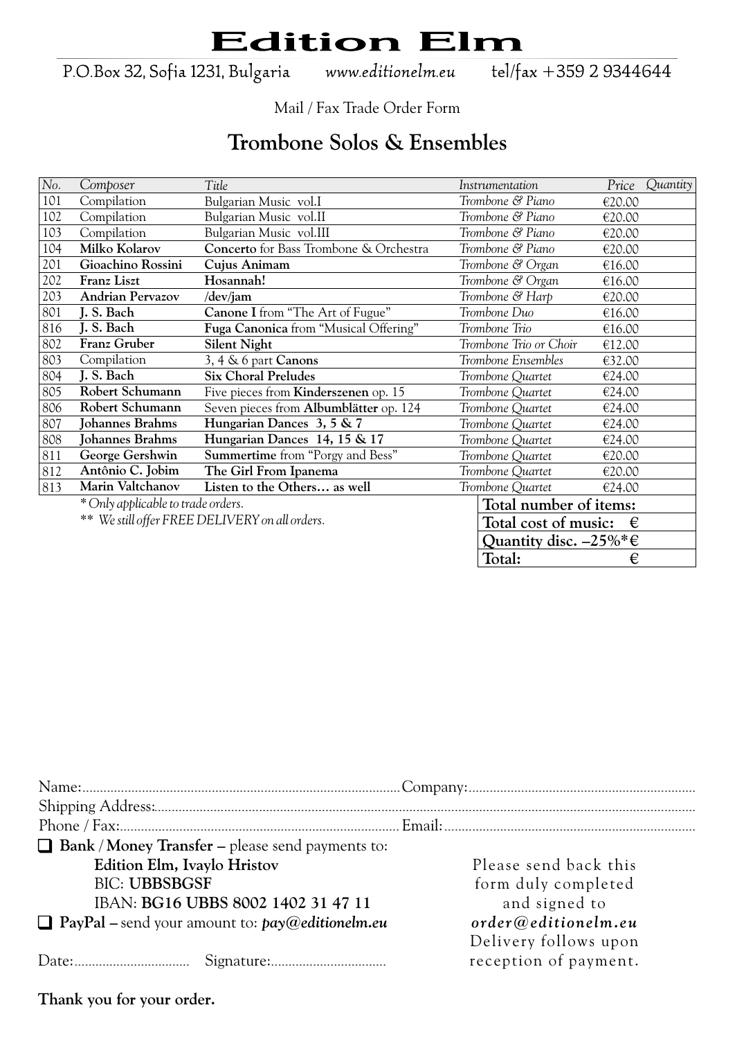# Edition Elm

P.O.Box 32, Sofia 1231, Bulgaria    www.editionelm.eu    tel/fax +359 2 9344644

Mail / Fax Trade Order Form

## Trombone Solos & Ensembles

| *No.* | *Composer* | *Title* | *Instrumentation* | *Price* | *Quantity* |
|---|---|---|---|---|---|
| 101 | Compilation | Bulgarian Music vol.I | *Trombone & Piano* | €20.00 | |
| 102 | Compilation | Bulgarian Music vol.II | *Trombone & Piano* | €20.00 | |
| 103 | Compilation | Bulgarian Music vol.III | *Trombone & Piano* | €20.00 | |
| 104 | **Milko Kolarov** | **Concerto** for Bass Trombone & Orchestra | *Trombone & Piano* | €20.00 | |
| 201 | **Gioachino Rossini** | **Cujus Animam** | *Trombone & Organ* | €16.00 | |
| 202 | **Franz Liszt** | **Hosannah!** | *Trombone & Organ* | €16.00 | |
| 203 | **Andrian Pervazov** | **/dev/jam** | *Trombone & Harp* | €20.00 | |
| 801 | **J. S. Bach** | **Canone I** from "The Art of Fugue" | *Trombone Duo* | €16.00 | |
| 816 | **J. S. Bach** | **Fuga Canonica** from "Musical Offering" | *Trombone Trio* | €16.00 | |
| 802 | **Franz Gruber** | **Silent Night** | *Trombone Trio or Choir* | €12.00 | |
| 803 | Compilation | 3, 4 & 6 part **Canons** | *Trombone Ensembles* | €32.00 | |
| 804 | **J. S. Bach** | **Six Choral Preludes** | *Trombone Quartet* | €24.00 | |
| 805 | **Robert Schumann** | Five pieces from **Kinderszenen** op. 15 | *Trombone Quartet* | €24.00 | |
| 806 | **Robert Schumann** | Seven pieces from **Albumblätter** op. 124 | *Trombone Quartet* | €24.00 | |
| 807 | **Johannes Brahms** | **Hungarian Dances 3, 5 & 7** | *Trombone Quartet* | €24.00 | |
| 808 | **Johannes Brahms** | **Hungarian Dances 14, 15 & 17** | *Trombone Quartet* | €24.00 | |
| 811 | **George Gershwin** | **Summertime** from "Porgy and Bess" | *Trombone Quartet* | €20.00 | |
| 812 | **Antônio C. Jobim** | **The Girl From Ipanema** | *Trombone Quartet* | €20.00 | |
| 813 | **Marin Valtchanov** | **Listen to the Others… as well** | *Trombone Quartet* | €24.00 | |

*\* Only applicable to trade orders.*

*\*\* We still offer FREE DELIVERY on all orders.*

| | |
|---|---|
| **Total number of items:** | |
| **Total cost of music:** | **€** |
| **Quantity disc. –25%\*** | **€** |
| **Total:** | **€** |

Name:........................................ Company:........................................

Shipping Address:........................................

Phone / Fax:........................................ Email:........................................

☐ **Bank / Money Transfer –** please send payments to:
  **Edition Elm, Ivaylo Hristov**
  BIC: **UBBSBGSF**
  IBAN: **BG16 UBBS 8002 1402 31 47 11**

☐ **PayPal –** send your amount to: ***pay@editionelm.eu***

Date:................................ Signature:................................

Please send back this form duly completed and signed to ***order@editionelm.eu***
Delivery follows upon reception of payment.

**Thank you for your order.**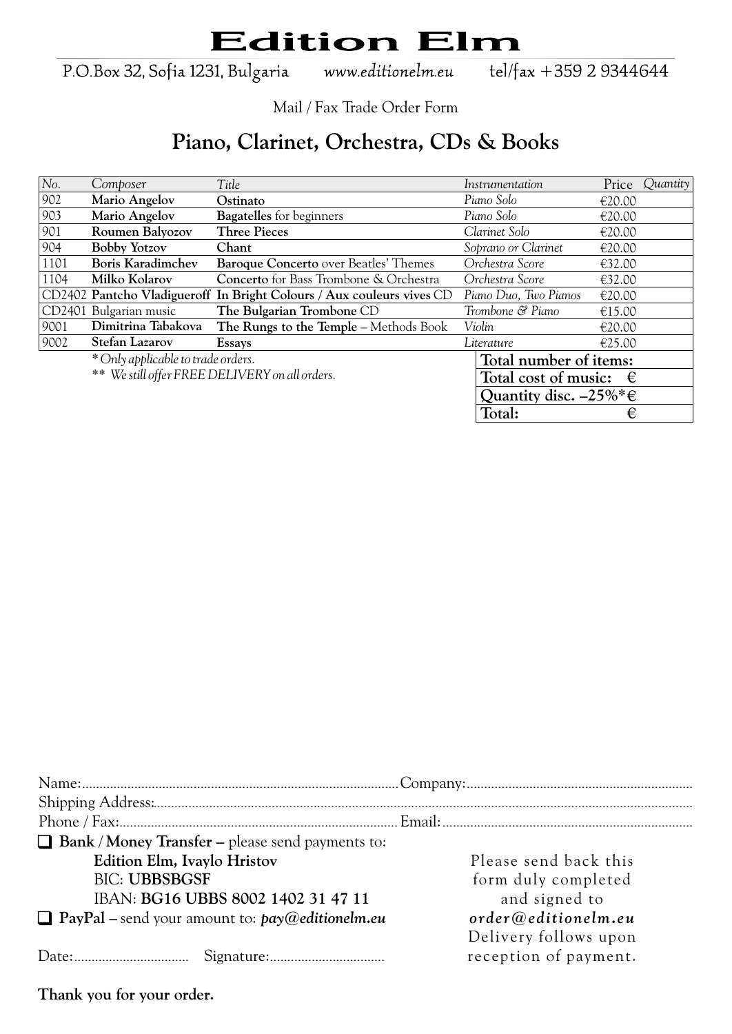# Edition Elm

P.O.Box 32, Sofia 1231, Bulgaria www.editionelm.eu tel/fax +359 2 9344644

Mail / Fax Trade Order Form

## Piano, Clarinet, Orchestra, CDs & Books

| *No.* | *Composer* | *Title* | *Instrumentation* | Price | *Quantity* |
|---|---|---|---|---|---|
| 902 | **Mario Angelov** | **Ostinato** | *Piano Solo* | €20.00 | |
| 903 | **Mario Angelov** | **Bagatelles** for beginners | *Piano Solo* | €20.00 | |
| 901 | **Roumen Balyozov** | **Three Pieces** | *Clarinet Solo* | €20.00 | |
| 904 | **Bobby Yotzov** | **Chant** | *Soprano or Clarinet* | €20.00 | |
| 1101 | **Boris Karadimchev** | **Baroque Concerto** over Beatles' Themes | *Orchestra Score* | €32.00 | |
| 1104 | **Milko Kolarov** | **Concerto** for Bass Trombone & Orchestra | *Orchestra Score* | €32.00 | |
| CD2402 | **Pantcho Vladigueroff** | **In Bright Colours / Aux couleurs vives** CD | *Piano Duo, Two Pianos* | €20.00 | |
| CD2401 | Bulgarian music | **The Bulgarian Trombone** CD | *Trombone & Piano* | €15.00 | |
| 9001 | **Dimitrina Tabakova** | **The Rungs to the Temple** – Methods Book | *Violin* | €20.00 | |
| 9002 | **Stefan Lazarov** | **Essays** | *Literature* | €25.00 | |

*\* Only applicable to trade orders.*

*\*\* We still offer FREE DELIVERY on all orders.*

| | |
|---|---|
| **Total number of items:** | |
| **Total cost of music:** | **€** |
| **Quantity disc. –25%\*** | **€** |
| **Total:** | **€** |

Name:.......................................................................................... Company:................................................................

Shipping Address:........................................................................................................................................................

Phone / Fax:............................................................................. Email:........................................................................

- ☐ **Bank / Money Transfer –** please send payments to:
  - **Edition Elm, Ivaylo Hristov**
  - BIC: **UBBSBGSF**
  - IBAN: **BG16 UBBS 8002 1402 31 47 11**
- ☐ **PayPal –** send your amount to: ***pay@editionelm.eu***

Please send back this form duly completed and signed to ***order@editionelm.eu*** Delivery follows upon reception of payment.

Date:................................. Signature:.................................

**Thank you for your order.**